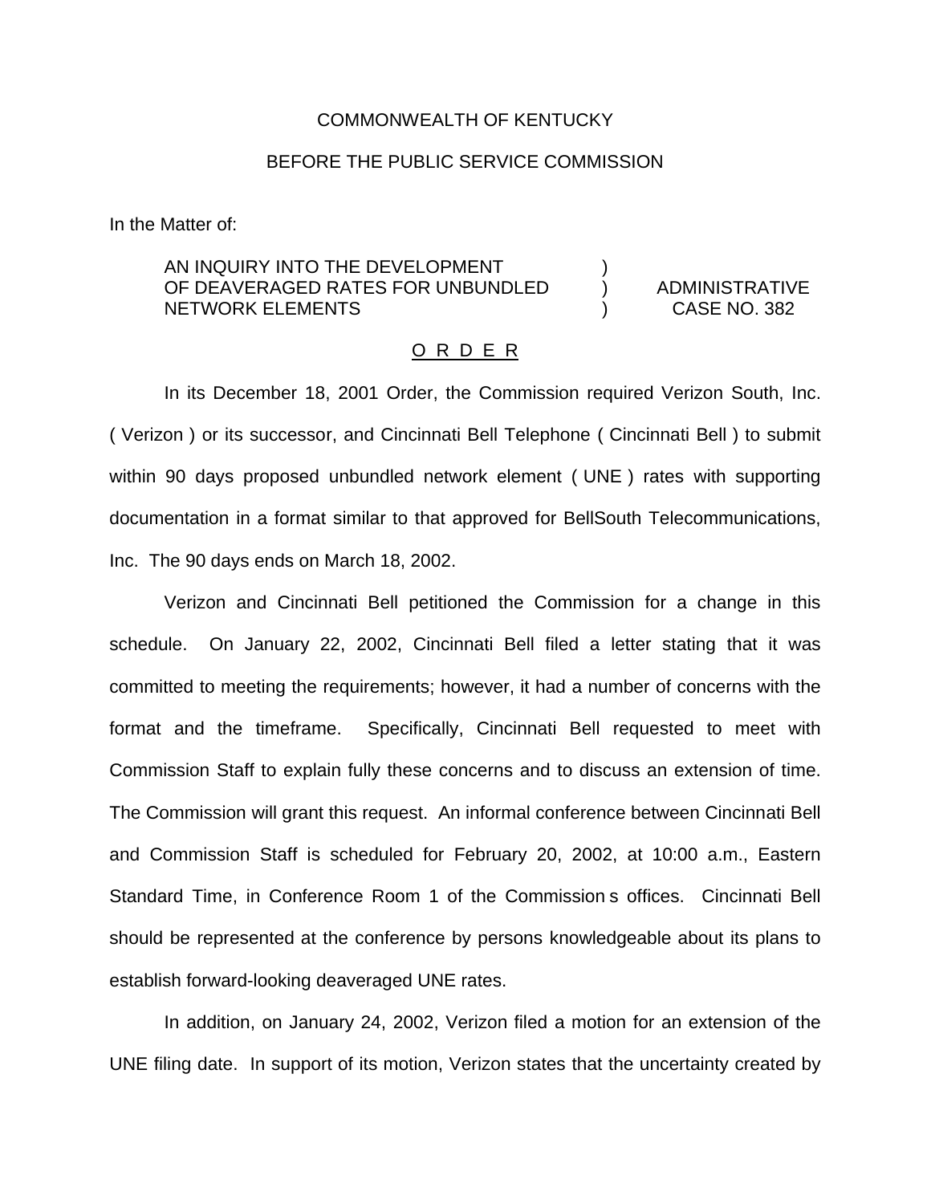COMMONWEALTH OF KENTUCKY

BEFORE THE PUBLIC SERVICE COMMISSION

In the Matter of:

| | | |
|---|---|---|
| AN INQUIRY INTO THE DEVELOPMENT OF DEAVERAGED RATES FOR UNBUNDLED NETWORK ELEMENTS | ) ) ) | ADMINISTRATIVE CASE NO. 382 |

O R D E R

In its December 18, 2001 Order, the Commission required Verizon South, Inc. ( Verizon ) or its successor, and Cincinnati Bell Telephone ( Cincinnati Bell ) to submit within 90 days proposed unbundled network element ( UNE ) rates with supporting documentation in a format similar to that approved for BellSouth Telecommunications, Inc. The 90 days ends on March 18, 2002.

Verizon and Cincinnati Bell petitioned the Commission for a change in this schedule. On January 22, 2002, Cincinnati Bell filed a letter stating that it was committed to meeting the requirements; however, it had a number of concerns with the format and the timeframe. Specifically, Cincinnati Bell requested to meet with Commission Staff to explain fully these concerns and to discuss an extension of time. The Commission will grant this request. An informal conference between Cincinnati Bell and Commission Staff is scheduled for February 20, 2002, at 10:00 a.m., Eastern Standard Time, in Conference Room 1 of the Commission s offices. Cincinnati Bell should be represented at the conference by persons knowledgeable about its plans to establish forward-looking deaveraged UNE rates.

In addition, on January 24, 2002, Verizon filed a motion for an extension of the UNE filing date. In support of its motion, Verizon states that the uncertainty created by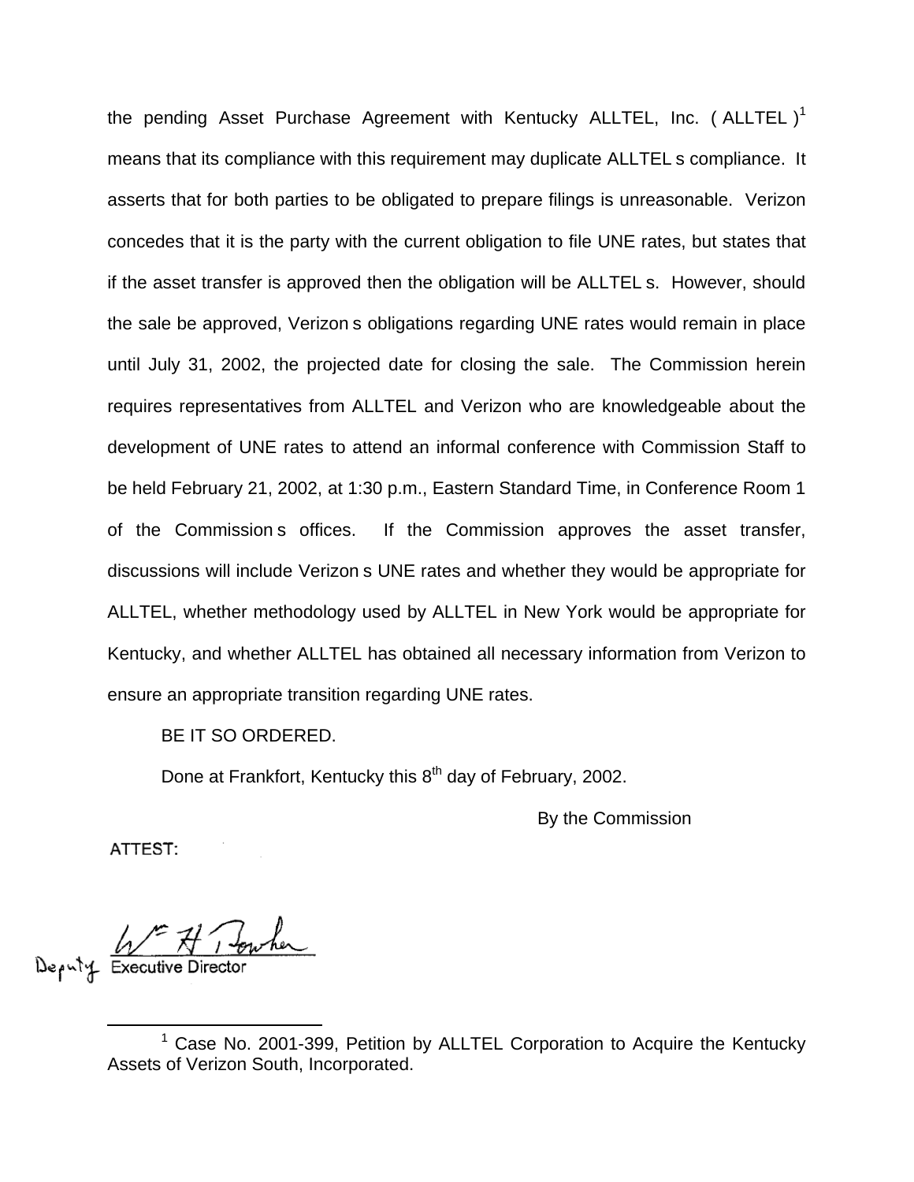the pending Asset Purchase Agreement with Kentucky ALLTEL, Inc. ( ALLTEL )[1] means that its compliance with this requirement may duplicate ALLTEL s compliance. It asserts that for both parties to be obligated to prepare filings is unreasonable. Verizon concedes that it is the party with the current obligation to file UNE rates, but states that if the asset transfer is approved then the obligation will be ALLTEL s. However, should the sale be approved, Verizon s obligations regarding UNE rates would remain in place until July 31, 2002, the projected date for closing the sale. The Commission herein requires representatives from ALLTEL and Verizon who are knowledgeable about the development of UNE rates to attend an informal conference with Commission Staff to be held February 21, 2002, at 1:30 p.m., Eastern Standard Time, in Conference Room 1 of the Commission s offices. If the Commission approves the asset transfer, discussions will include Verizon s UNE rates and whether they would be appropriate for ALLTEL, whether methodology used by ALLTEL in New York would be appropriate for Kentucky, and whether ALLTEL has obtained all necessary information from Verizon to ensure an appropriate transition regarding UNE rates.

BE IT SO ORDERED.

Done at Frankfort, Kentucky this 8th day of February, 2002.

By the Commission

ATTEST:

Deputy Executive Director

[1] Case No. 2001-399, Petition by ALLTEL Corporation to Acquire the Kentucky Assets of Verizon South, Incorporated.